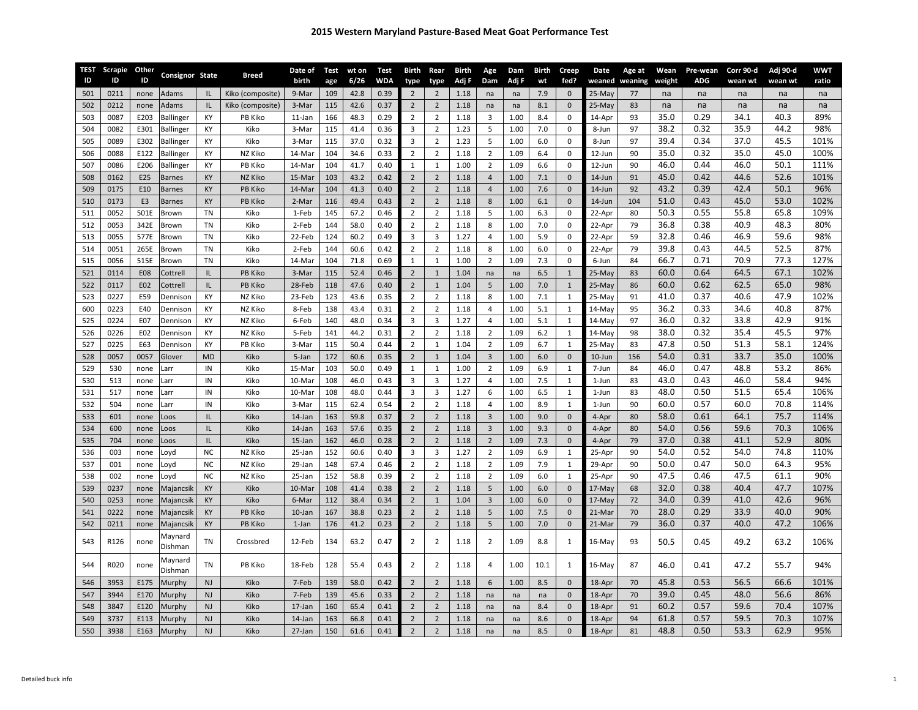# 2015 Western Maryland Pasture-Based Meat Goat Performance Test

| TEST ID | Scrapie ID | Other ID | Consignor | State | Breed | Date of birth | Test age | wt on 6/26 | Test WDA | Birth type | Rear type | Birth Adj F | Age Dam | Dam Adj F | Birth wt | Creep fed? | Date weaned | Age at weaning | Wean weight | Pre-wean ADG | Corr 90-d wean wt | Adj 90-d wean wt | WWT ratio |
|---|---|---|---|---|---|---|---|---|---|---|---|---|---|---|---|---|---|---|---|---|---|---|---|
| 501 | 0211 | none | Adams | IL | Kiko (composite) | 9-Mar | 109 | 42.8 | 0.39 | 2 | 2 | 1.18 | na | na | 7.9 | 0 | 25-May | 77 | na | na | na | na | na |
| 502 | 0212 | none | Adams | IL | Kiko (composite) | 3-Mar | 115 | 42.6 | 0.37 | 2 | 2 | 1.18 | na | na | 8.1 | 0 | 25-May | 83 | na | na | na | na | na |
| 503 | 0087 | E203 | Ballinger | KY | PB Kiko | 11-Jan | 166 | 48.3 | 0.29 | 2 | 2 | 1.18 | 3 | 1.00 | 8.4 | 0 | 14-Apr | 93 | 35.0 | 0.29 | 34.1 | 40.3 | 89% |
| 504 | 0082 | E301 | Ballinger | KY | Kiko | 3-Mar | 115 | 41.4 | 0.36 | 3 | 2 | 1.23 | 5 | 1.00 | 7.0 | 0 | 8-Jun | 97 | 38.2 | 0.32 | 35.9 | 44.2 | 98% |
| 505 | 0089 | E302 | Ballinger | KY | Kiko | 3-Mar | 115 | 37.0 | 0.32 | 3 | 2 | 1.23 | 5 | 1.00 | 6.0 | 0 | 8-Jun | 97 | 39.4 | 0.34 | 37.0 | 45.5 | 101% |
| 506 | 0088 | E122 | Ballinger | KY | NZ Kiko | 14-Mar | 104 | 34.6 | 0.33 | 2 | 2 | 1.18 | 2 | 1.09 | 6.4 | 0 | 12-Jun | 90 | 35.0 | 0.32 | 35.0 | 45.0 | 100% |
| 507 | 0086 | E206 | Ballinger | KY | PB Kiko | 14-Mar | 104 | 41.7 | 0.40 | 1 | 1 | 1.00 | 2 | 1.09 | 6.6 | 0 | 12-Jun | 90 | 46.0 | 0.44 | 46.0 | 50.1 | 111% |
| 508 | 0162 | E25 | Barnes | KY | NZ Kiko | 15-Mar | 103 | 43.2 | 0.42 | 2 | 2 | 1.18 | 4 | 1.00 | 7.1 | 0 | 14-Jun | 91 | 45.0 | 0.42 | 44.6 | 52.6 | 101% |
| 509 | 0175 | E10 | Barnes | KY | PB Kiko | 14-Mar | 104 | 41.3 | 0.40 | 2 | 2 | 1.18 | 4 | 1.00 | 7.6 | 0 | 14-Jun | 92 | 43.2 | 0.39 | 42.4 | 50.1 | 96% |
| 510 | 0173 | E3 | Barnes | KY | PB Kiko | 2-Mar | 116 | 49.4 | 0.43 | 2 | 2 | 1.18 | 8 | 1.00 | 6.1 | 0 | 14-Jun | 104 | 51.0 | 0.43 | 45.0 | 53.0 | 102% |
| 511 | 0052 | 501E | Brown | TN | Kiko | 1-Feb | 145 | 67.2 | 0.46 | 2 | 2 | 1.18 | 5 | 1.00 | 6.3 | 0 | 22-Apr | 80 | 50.3 | 0.55 | 55.8 | 65.8 | 109% |
| 512 | 0053 | 342E | Brown | TN | Kiko | 2-Feb | 144 | 58.0 | 0.40 | 2 | 2 | 1.18 | 8 | 1.00 | 7.0 | 0 | 22-Apr | 79 | 36.8 | 0.38 | 40.9 | 48.3 | 80% |
| 513 | 0055 | 577E | Brown | TN | Kiko | 22-Feb | 124 | 60.2 | 0.49 | 3 | 3 | 1.27 | 4 | 1.00 | 5.9 | 0 | 22-Apr | 59 | 32.8 | 0.46 | 46.9 | 59.6 | 98% |
| 514 | 0051 | 265E | Brown | TN | Kiko | 2-Feb | 144 | 60.6 | 0.42 | 2 | 2 | 1.18 | 8 | 1.00 | 6.0 | 0 | 22-Apr | 79 | 39.8 | 0.43 | 44.5 | 52.5 | 87% |
| 515 | 0056 | 515E | Brown | TN | Kiko | 14-Mar | 104 | 71.8 | 0.69 | 1 | 1 | 1.00 | 2 | 1.09 | 7.3 | 0 | 6-Jun | 84 | 66.7 | 0.71 | 70.9 | 77.3 | 127% |
| 521 | 0114 | E08 | Cottrell | IL | PB Kiko | 3-Mar | 115 | 52.4 | 0.46 | 2 | 1 | 1.04 | na | na | 6.5 | 1 | 25-May | 83 | 60.0 | 0.64 | 64.5 | 67.1 | 102% |
| 522 | 0117 | E02 | Cottrell | IL | PB Kiko | 28-Feb | 118 | 47.6 | 0.40 | 2 | 1 | 1.04 | 5 | 1.00 | 7.0 | 1 | 25-May | 86 | 60.0 | 0.62 | 62.5 | 65.0 | 98% |
| 523 | 0227 | E59 | Dennison | KY | NZ Kiko | 23-Feb | 123 | 43.6 | 0.35 | 2 | 2 | 1.18 | 8 | 1.00 | 7.1 | 1 | 25-May | 91 | 41.0 | 0.37 | 40.6 | 47.9 | 102% |
| 600 | 0223 | E40 | Dennison | KY | NZ Kiko | 8-Feb | 138 | 43.4 | 0.31 | 2 | 2 | 1.18 | 4 | 1.00 | 5.1 | 1 | 14-May | 95 | 36.2 | 0.33 | 34.6 | 40.8 | 87% |
| 525 | 0224 | E07 | Dennison | KY | NZ Kiko | 6-Feb | 140 | 48.0 | 0.34 | 3 | 3 | 1.27 | 4 | 1.00 | 5.1 | 1 | 14-May | 97 | 36.0 | 0.32 | 33.8 | 42.9 | 91% |
| 526 | 0226 | E02 | Dennison | KY | NZ Kiko | 5-Feb | 141 | 44.2 | 0.31 | 2 | 2 | 1.18 | 2 | 1.09 | 6.2 | 1 | 14-May | 98 | 38.0 | 0.32 | 35.4 | 45.5 | 97% |
| 527 | 0225 | E63 | Dennison | KY | PB Kiko | 3-Mar | 115 | 50.4 | 0.44 | 2 | 1 | 1.04 | 2 | 1.09 | 6.7 | 1 | 25-May | 83 | 47.8 | 0.50 | 51.3 | 58.1 | 124% |
| 528 | 0057 | 0057 | Glover | MD | Kiko | 5-Jan | 172 | 60.6 | 0.35 | 2 | 1 | 1.04 | 3 | 1.00 | 6.0 | 0 | 10-Jun | 156 | 54.0 | 0.31 | 33.7 | 35.0 | 100% |
| 529 | 530 | none | Larr | IN | Kiko | 15-Mar | 103 | 50.0 | 0.49 | 1 | 1 | 1.00 | 2 | 1.09 | 6.9 | 1 | 7-Jun | 84 | 46.0 | 0.47 | 48.8 | 53.2 | 86% |
| 530 | 513 | none | Larr | IN | Kiko | 10-Mar | 108 | 46.0 | 0.43 | 3 | 3 | 1.27 | 4 | 1.00 | 7.5 | 1 | 1-Jun | 83 | 43.0 | 0.43 | 46.0 | 58.4 | 94% |
| 531 | 517 | none | Larr | IN | Kiko | 10-Mar | 108 | 48.0 | 0.44 | 3 | 3 | 1.27 | 6 | 1.00 | 6.5 | 1 | 1-Jun | 83 | 48.0 | 0.50 | 51.5 | 65.4 | 106% |
| 532 | 504 | none | Larr | IN | Kiko | 3-Mar | 115 | 62.4 | 0.54 | 2 | 2 | 1.18 | 4 | 1.00 | 8.9 | 1 | 1-Jun | 90 | 60.0 | 0.57 | 60.0 | 70.8 | 114% |
| 533 | 601 | none | Loos | IL | Kiko | 14-Jan | 163 | 59.8 | 0.37 | 2 | 2 | 1.18 | 3 | 1.00 | 9.0 | 0 | 4-Apr | 80 | 58.0 | 0.61 | 64.1 | 75.7 | 114% |
| 534 | 600 | none | Loos | IL | Kiko | 14-Jan | 163 | 57.6 | 0.35 | 2 | 2 | 1.18 | 3 | 1.00 | 9.3 | 0 | 4-Apr | 80 | 54.0 | 0.56 | 59.6 | 70.3 | 106% |
| 535 | 704 | none | Loos | IL | Kiko | 15-Jan | 162 | 46.0 | 0.28 | 2 | 2 | 1.18 | 2 | 1.09 | 7.3 | 0 | 4-Apr | 79 | 37.0 | 0.38 | 41.1 | 52.9 | 80% |
| 536 | 003 | none | Loyd | NC | NZ Kiko | 25-Jan | 152 | 60.6 | 0.40 | 3 | 3 | 1.27 | 2 | 1.09 | 6.9 | 1 | 25-Apr | 90 | 54.0 | 0.52 | 54.0 | 74.8 | 110% |
| 537 | 001 | none | Loyd | NC | NZ Kiko | 29-Jan | 148 | 67.4 | 0.46 | 2 | 2 | 1.18 | 2 | 1.09 | 7.9 | 1 | 29-Apr | 90 | 50.0 | 0.47 | 50.0 | 64.3 | 95% |
| 538 | 002 | none | Loyd | NC | NZ Kiko | 25-Jan | 152 | 58.8 | 0.39 | 2 | 2 | 1.18 | 2 | 1.09 | 6.0 | 1 | 25-Apr | 90 | 47.5 | 0.46 | 47.5 | 61.1 | 90% |
| 539 | 0237 | none | Majancsik | KY | Kiko | 10-Mar | 108 | 41.4 | 0.38 | 2 | 2 | 1.18 | 5 | 1.00 | 6.0 | 0 | 17-May | 68 | 32.0 | 0.38 | 40.4 | 47.7 | 107% |
| 540 | 0253 | none | Majancsik | KY | Kiko | 6-Mar | 112 | 38.4 | 0.34 | 2 | 1 | 1.04 | 3 | 1.00 | 6.0 | 0 | 17-May | 72 | 34.0 | 0.39 | 41.0 | 42.6 | 96% |
| 541 | 0222 | none | Majancsik | KY | PB Kiko | 10-Jan | 167 | 38.8 | 0.23 | 2 | 2 | 1.18 | 5 | 1.00 | 7.5 | 0 | 21-Mar | 70 | 28.0 | 0.29 | 33.9 | 40.0 | 90% |
| 542 | 0211 | none | Majancsik | KY | PB Kiko | 1-Jan | 176 | 41.2 | 0.23 | 2 | 2 | 1.18 | 5 | 1.00 | 7.0 | 0 | 21-Mar | 79 | 36.0 | 0.37 | 40.0 | 47.2 | 106% |
| 543 | R126 | none | Maynard Dishman | TN | Crossbred | 12-Feb | 134 | 63.2 | 0.47 | 2 | 2 | 1.18 | 2 | 1.09 | 8.8 | 1 | 16-May | 93 | 50.5 | 0.45 | 49.2 | 63.2 | 106% |
| 544 | R020 | none | Maynard Dishman | TN | PB Kiko | 18-Feb | 128 | 55.4 | 0.43 | 2 | 2 | 1.18 | 4 | 1.00 | 10.1 | 1 | 16-May | 87 | 46.0 | 0.41 | 47.2 | 55.7 | 94% |
| 546 | 3953 | E175 | Murphy | NJ | Kiko | 7-Feb | 139 | 58.0 | 0.42 | 2 | 2 | 1.18 | 6 | 1.00 | 8.5 | 0 | 18-Apr | 70 | 45.8 | 0.53 | 56.5 | 66.6 | 101% |
| 547 | 3944 | E170 | Murphy | NJ | Kiko | 7-Feb | 139 | 45.6 | 0.33 | 2 | 2 | 1.18 | na | na | na | 0 | 18-Apr | 70 | 39.0 | 0.45 | 48.0 | 56.6 | 86% |
| 548 | 3847 | E120 | Murphy | NJ | Kiko | 17-Jan | 160 | 65.4 | 0.41 | 2 | 2 | 1.18 | na | na | 8.4 | 0 | 18-Apr | 91 | 60.2 | 0.57 | 59.6 | 70.4 | 107% |
| 549 | 3737 | E113 | Murphy | NJ | Kiko | 14-Jan | 163 | 66.8 | 0.41 | 2 | 2 | 1.18 | na | na | 8.6 | 0 | 18-Apr | 94 | 61.8 | 0.57 | 59.5 | 70.3 | 107% |
| 550 | 3938 | E163 | Murphy | NJ | Kiko | 27-Jan | 150 | 61.6 | 0.41 | 2 | 2 | 1.18 | na | na | 8.5 | 0 | 18-Apr | 81 | 48.8 | 0.50 | 53.3 | 62.9 | 95% |

Detailed buck info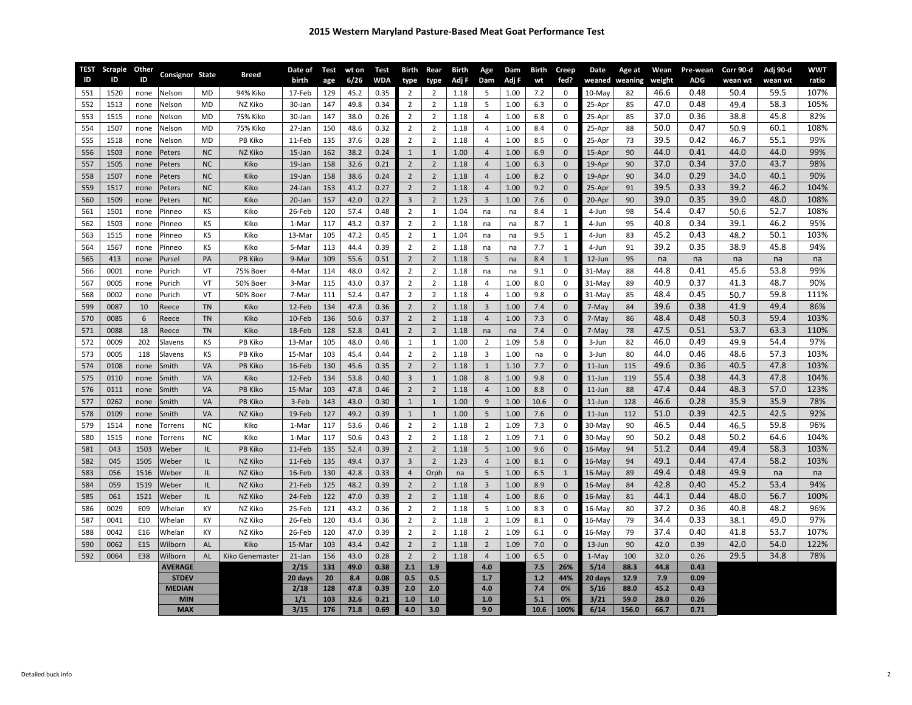## 2015 Western Maryland Pasture-Based Meat Goat Performance Test

| TEST ID | Scrapie ID | Other ID | Consignor | State | Breed | Date of birth | Test age | wt on 6/26 | Test WDA | Birth type | Rear type | Birth Adj F | Age Dam | Dam Adj F | Birth wt | Creep fed? | Date weaned | Age at weaning | Wean weight | Pre-wean ADG | Corr 90-d wean wt | Adj 90-d wean wt | WWT ratio |
|---|---|---|---|---|---|---|---|---|---|---|---|---|---|---|---|---|---|---|---|---|---|---|---|
| 551 | 1520 | none | Nelson | MD | 94% Kiko | 17-Feb | 129 | 45.2 | 0.35 | 2 | 2 | 1.18 | 5 | 1.00 | 7.2 | 0 | 10-May | 82 | 46.6 | 0.48 | 50.4 | 59.5 | 107% |
| 552 | 1513 | none | Nelson | MD | NZ Kiko | 30-Jan | 147 | 49.8 | 0.34 | 2 | 2 | 1.18 | 5 | 1.00 | 6.3 | 0 | 25-Apr | 85 | 47.0 | 0.48 | 49.4 | 58.3 | 105% |
| 553 | 1515 | none | Nelson | MD | 75% Kiko | 30-Jan | 147 | 38.0 | 0.26 | 2 | 2 | 1.18 | 4 | 1.00 | 6.8 | 0 | 25-Apr | 85 | 37.0 | 0.36 | 38.8 | 45.8 | 82% |
| 554 | 1507 | none | Nelson | MD | 75% Kiko | 27-Jan | 150 | 48.6 | 0.32 | 2 | 2 | 1.18 | 4 | 1.00 | 8.4 | 0 | 25-Apr | 88 | 50.0 | 0.47 | 50.9 | 60.1 | 108% |
| 555 | 1518 | none | Nelson | MD | PB Kiko | 11-Feb | 135 | 37.6 | 0.28 | 2 | 2 | 1.18 | 4 | 1.00 | 8.5 | 0 | 25-Apr | 73 | 39.5 | 0.42 | 46.7 | 55.1 | 99% |
| 556 | 1503 | none | Peters | NC | NZ Kiko | 15-Jan | 162 | 38.2 | 0.24 | 1 | 1 | 1.00 | 4 | 1.00 | 6.9 | 0 | 15-Apr | 90 | 44.0 | 0.41 | 44.0 | 44.0 | 99% |
| 557 | 1505 | none | Peters | NC | Kiko | 19-Jan | 158 | 32.6 | 0.21 | 2 | 2 | 1.18 | 4 | 1.00 | 6.3 | 0 | 19-Apr | 90 | 37.0 | 0.34 | 37.0 | 43.7 | 98% |
| 558 | 1507 | none | Peters | NC | Kiko | 19-Jan | 158 | 38.6 | 0.24 | 2 | 2 | 1.18 | 4 | 1.00 | 8.2 | 0 | 19-Apr | 90 | 34.0 | 0.29 | 34.0 | 40.1 | 90% |
| 559 | 1517 | none | Peters | NC | Kiko | 24-Jan | 153 | 41.2 | 0.27 | 2 | 2 | 1.18 | 4 | 1.00 | 9.2 | 0 | 25-Apr | 91 | 39.5 | 0.33 | 39.2 | 46.2 | 104% |
| 560 | 1509 | none | Peters | NC | Kiko | 20-Jan | 157 | 42.0 | 0.27 | 3 | 2 | 1.23 | 3 | 1.00 | 7.6 | 0 | 20-Apr | 90 | 39.0 | 0.35 | 39.0 | 48.0 | 108% |
| 561 | 1501 | none | Pinneo | KS | Kiko | 26-Feb | 120 | 57.4 | 0.48 | 2 | 1 | 1.04 | na | na | 8.4 | 1 | 4-Jun | 98 | 54.4 | 0.47 | 50.6 | 52.7 | 108% |
| 562 | 1503 | none | Pinneo | KS | Kiko | 1-Mar | 117 | 43.2 | 0.37 | 2 | 2 | 1.18 | na | na | 8.7 | 1 | 4-Jun | 95 | 40.8 | 0.34 | 39.1 | 46.2 | 95% |
| 563 | 1515 | none | Pinneo | KS | Kiko | 13-Mar | 105 | 47.2 | 0.45 | 2 | 1 | 1.04 | na | na | 9.5 | 1 | 4-Jun | 83 | 45.2 | 0.43 | 48.2 | 50.1 | 103% |
| 564 | 1567 | none | Pinneo | KS | Kiko | 5-Mar | 113 | 44.4 | 0.39 | 2 | 2 | 1.18 | na | na | 7.7 | 1 | 4-Jun | 91 | 39.2 | 0.35 | 38.9 | 45.8 | 94% |
| 565 | 413 | none | Pursel | PA | PB Kiko | 9-Mar | 109 | 55.6 | 0.51 | 2 | 2 | 1.18 | 5 | na | 8.4 | 1 | 12-Jun | 95 | na | na | na | na | na |
| 566 | 0001 | none | Purich | VT | 75% Boer | 4-Mar | 114 | 48.0 | 0.42 | 2 | 2 | 1.18 | na | na | 9.1 | 0 | 31-May | 88 | 44.8 | 0.41 | 45.6 | 53.8 | 99% |
| 567 | 0005 | none | Purich | VT | 50% Boer | 3-Mar | 115 | 43.0 | 0.37 | 2 | 2 | 1.18 | 4 | 1.00 | 8.0 | 0 | 31-May | 89 | 40.9 | 0.37 | 41.3 | 48.7 | 90% |
| 568 | 0002 | none | Purich | VT | 50% Boer | 7-Mar | 111 | 52.4 | 0.47 | 2 | 2 | 1.18 | 4 | 1.00 | 9.8 | 0 | 31-May | 85 | 48.4 | 0.45 | 50.7 | 59.8 | 111% |
| 599 | 0087 | 10 | Reece | TN | Kiko | 12-Feb | 134 | 47.8 | 0.36 | 2 | 2 | 1.18 | 3 | 1.00 | 7.4 | 0 | 7-May | 84 | 39.6 | 0.38 | 41.9 | 49.4 | 86% |
| 570 | 0085 | 6 | Reece | TN | Kiko | 10-Feb | 136 | 50.6 | 0.37 | 2 | 2 | 1.18 | 4 | 1.00 | 7.3 | 0 | 7-May | 86 | 48.4 | 0.48 | 50.3 | 59.4 | 103% |
| 571 | 0088 | 18 | Reece | TN | Kiko | 18-Feb | 128 | 52.8 | 0.41 | 2 | 2 | 1.18 | na | na | 7.4 | 0 | 7-May | 78 | 47.5 | 0.51 | 53.7 | 63.3 | 110% |
| 572 | 0009 | 202 | Slavens | KS | PB Kiko | 13-Mar | 105 | 48.0 | 0.46 | 1 | 1 | 1.00 | 2 | 1.09 | 5.8 | 0 | 3-Jun | 82 | 46.0 | 0.49 | 49.9 | 54.4 | 97% |
| 573 | 0005 | 118 | Slavens | KS | PB Kiko | 15-Mar | 103 | 45.4 | 0.44 | 2 | 2 | 1.18 | 3 | 1.00 | na | 0 | 3-Jun | 80 | 44.0 | 0.46 | 48.6 | 57.3 | 103% |
| 574 | 0108 | none | Smith | VA | PB Kiko | 16-Feb | 130 | 45.6 | 0.35 | 2 | 2 | 1.18 | 1 | 1.10 | 7.7 | 0 | 11-Jun | 115 | 49.6 | 0.36 | 40.5 | 47.8 | 103% |
| 575 | 0110 | none | Smith | VA | Kiko | 12-Feb | 134 | 53.8 | 0.40 | 3 | 1 | 1.08 | 8 | 1.00 | 9.8 | 0 | 11-Jun | 119 | 55.4 | 0.38 | 44.3 | 47.8 | 104% |
| 576 | 0111 | none | Smith | VA | PB Kiko | 15-Mar | 103 | 47.8 | 0.46 | 2 | 2 | 1.18 | 4 | 1.00 | 8.8 | 0 | 11-Jun | 88 | 47.4 | 0.44 | 48.3 | 57.0 | 123% |
| 577 | 0262 | none | Smith | VA | PB Kiko | 3-Feb | 143 | 43.0 | 0.30 | 1 | 1 | 1.00 | 9 | 1.00 | 10.6 | 0 | 11-Jun | 128 | 46.6 | 0.28 | 35.9 | 35.9 | 78% |
| 578 | 0109 | none | Smith | VA | NZ Kiko | 19-Feb | 127 | 49.2 | 0.39 | 1 | 1 | 1.00 | 5 | 1.00 | 7.6 | 0 | 11-Jun | 112 | 51.0 | 0.39 | 42.5 | 42.5 | 92% |
| 579 | 1514 | none | Torrens | NC | Kiko | 1-Mar | 117 | 53.6 | 0.46 | 2 | 2 | 1.18 | 2 | 1.09 | 7.3 | 0 | 30-May | 90 | 46.5 | 0.44 | 46.5 | 59.8 | 96% |
| 580 | 1515 | none | Torrens | NC | Kiko | 1-Mar | 117 | 50.6 | 0.43 | 2 | 2 | 1.18 | 2 | 1.09 | 7.1 | 0 | 30-May | 90 | 50.2 | 0.48 | 50.2 | 64.6 | 104% |
| 581 | 043 | 1503 | Weber | IL | PB Kiko | 11-Feb | 135 | 52.4 | 0.39 | 2 | 2 | 1.18 | 5 | 1.00 | 9.6 | 0 | 16-May | 94 | 51.2 | 0.44 | 49.4 | 58.3 | 103% |
| 582 | 045 | 1505 | Weber | IL | NZ Kiko | 11-Feb | 135 | 49.4 | 0.37 | 3 | 2 | 1.23 | 4 | 1.00 | 8.1 | 0 | 16-May | 94 | 49.1 | 0.44 | 47.4 | 58.2 | 103% |
| 583 | 056 | 1516 | Weber | IL | NZ Kiko | 16-Feb | 130 | 42.8 | 0.33 | 4 | Orph | na | 5 | 1.00 | 6.5 | 1 | 16-May | 89 | 49.4 | 0.48 | 49.9 | na | na |
| 584 | 059 | 1519 | Weber | IL | NZ Kiko | 21-Feb | 125 | 48.2 | 0.39 | 2 | 2 | 1.18 | 3 | 1.00 | 8.9 | 0 | 16-May | 84 | 42.8 | 0.40 | 45.2 | 53.4 | 94% |
| 585 | 061 | 1521 | Weber | IL | NZ Kiko | 24-Feb | 122 | 47.0 | 0.39 | 2 | 2 | 1.18 | 4 | 1.00 | 8.6 | 0 | 16-May | 81 | 44.1 | 0.44 | 48.0 | 56.7 | 100% |
| 586 | 0029 | E09 | Whelan | KY | NZ Kiko | 25-Feb | 121 | 43.2 | 0.36 | 2 | 2 | 1.18 | 5 | 1.00 | 8.3 | 0 | 16-May | 80 | 37.2 | 0.36 | 40.8 | 48.2 | 96% |
| 587 | 0041 | E10 | Whelan | KY | NZ Kiko | 26-Feb | 120 | 43.4 | 0.36 | 2 | 2 | 1.18 | 2 | 1.09 | 8.1 | 0 | 16-May | 79 | 34.4 | 0.33 | 38.1 | 49.0 | 97% |
| 588 | 0042 | E16 | Whelan | KY | NZ Kiko | 26-Feb | 120 | 47.0 | 0.39 | 2 | 2 | 1.18 | 2 | 1.09 | 6.1 | 0 | 16-May | 79 | 37.4 | 0.40 | 41.8 | 53.7 | 107% |
| 590 | 0062 | E15 | Wilborn | AL | Kiko | 15-Mar | 103 | 43.4 | 0.42 | 2 | 2 | 1.18 | 2 | 1.09 | 7.0 | 0 | 13-Jun | 90 | 42.0 | 0.39 | 42.0 | 54.0 | 122% |
| 592 | 0064 | E38 | Wilborn | AL | Kiko Genemaster | 21-Jan | 156 | 43.0 | 0.28 | 2 | 2 | 1.18 | 4 | 1.00 | 6.5 | 0 | 1-May | 100 | 32.0 | 0.26 | 29.5 | 34.8 | 78% |
| | | | **AVERAGE** | | | **2/15** | **131** | **49.0** | **0.38** | **2.1** | **1.9** | | **4.0** | | **7.5** | **26%** | **5/14** | **88.3** | **44.8** | **0.43** | | | |
| | | | **STDEV** | | | **20 days** | **20** | **8.4** | **0.08** | **0.5** | **0.5** | | **1.7** | | **1.2** | **44%** | **20 days** | **12.9** | **7.9** | **0.09** | | | |
| | | | **MEDIAN** | | | **2/18** | **128** | **47.8** | **0.39** | **2.0** | **2.0** | | **4.0** | | **7.4** | **0%** | **5/16** | **88.0** | **45.2** | **0.43** | | | |
| | | | **MIN** | | | **1/1** | **103** | **32.6** | **0.21** | **1.0** | **1.0** | | **1.0** | | **5.1** | **0%** | **3/21** | **59.0** | **28.0** | **0.26** | | | |
| | | | **MAX** | | | **3/15** | **176** | **71.8** | **0.69** | **4.0** | **3.0** | | **9.0** | | **10.6** | **100%** | **6/14** | **156.0** | **66.7** | **0.71** | | | |

Detailed buck info